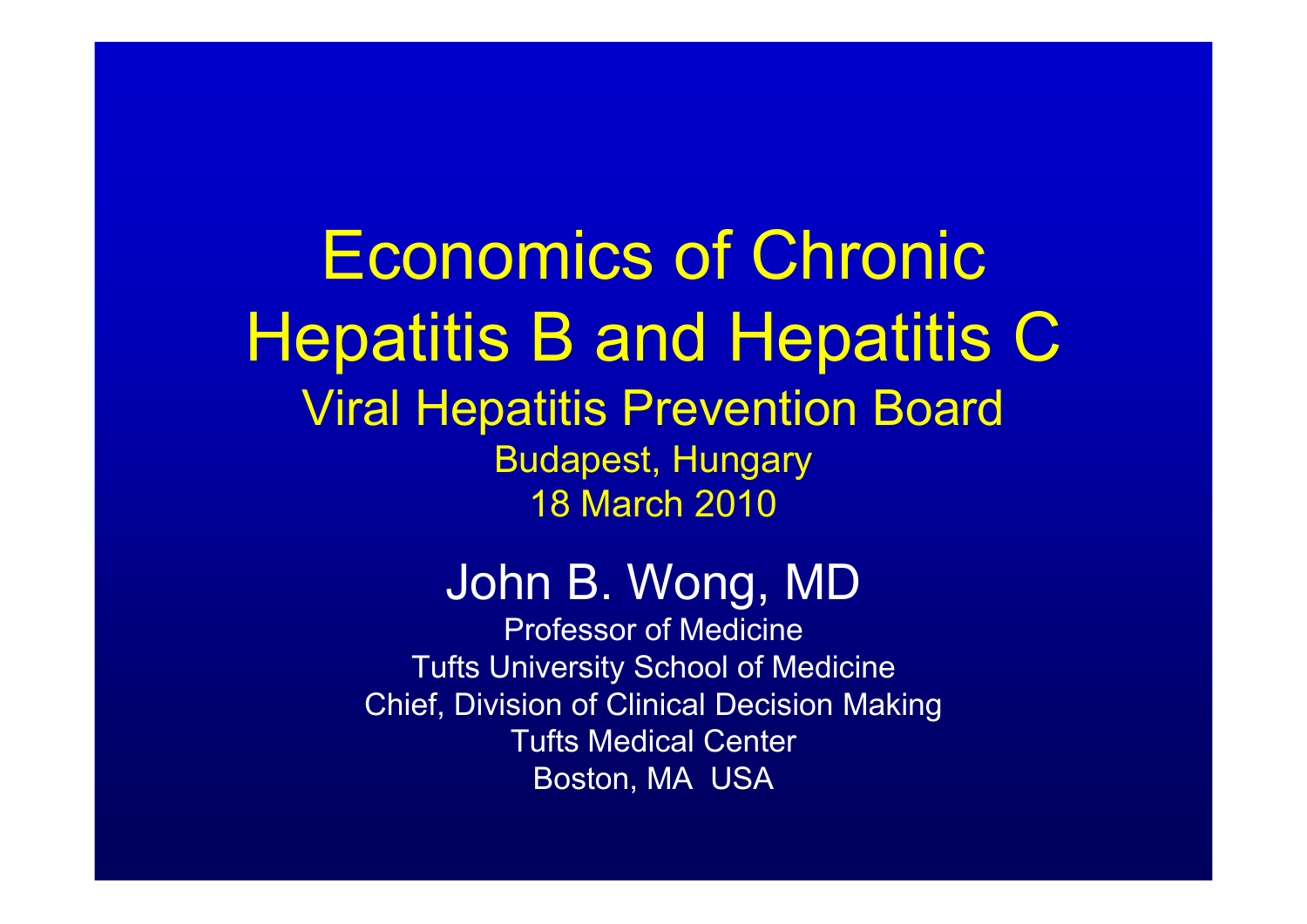# Economics of Chronic Hepatitis B and Hepatitis C

## Viral Hepatitis Prevention Board

Budapest, Hungary

18 March 2010

### John B. Wong, MD

Professor of Medicine

Tufts University School of Medicine

Chief, Division of Clinical Decision Making

Tufts Medical Center

Boston, MA USA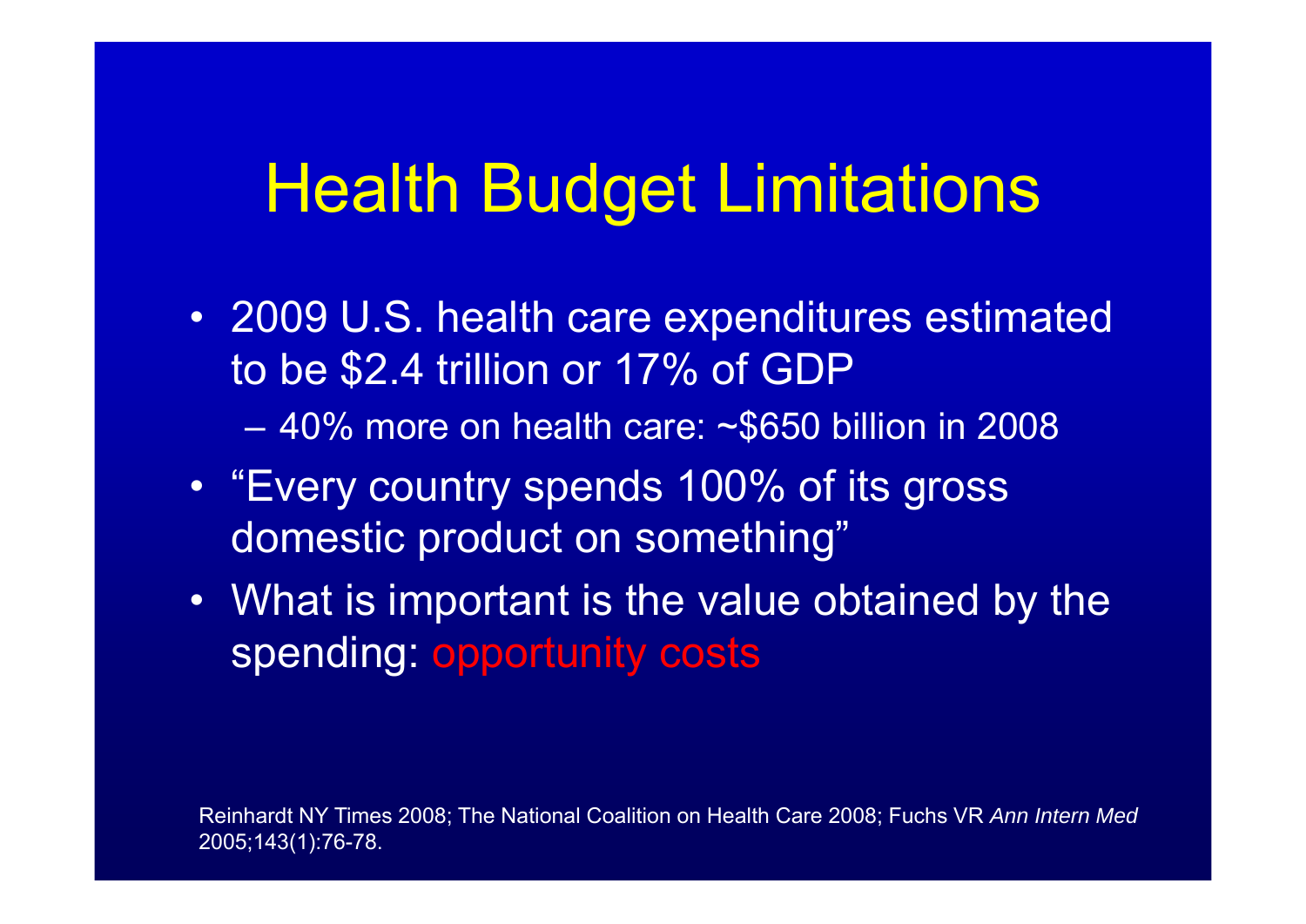# Health Budget Limitations

- 2009 U.S. health care expenditures estimated to be $2.4 trillion or 17% of GDP
  - 40% more on health care: ~$650 billion in 2008
- "Every country spends 100% of its gross domestic product on something"
- What is important is the value obtained by the spending: opportunity costs

Reinhardt NY Times 2008; The National Coalition on Health Care 2008; Fuchs VR *Ann Intern Med* 2005;143(1):76-78.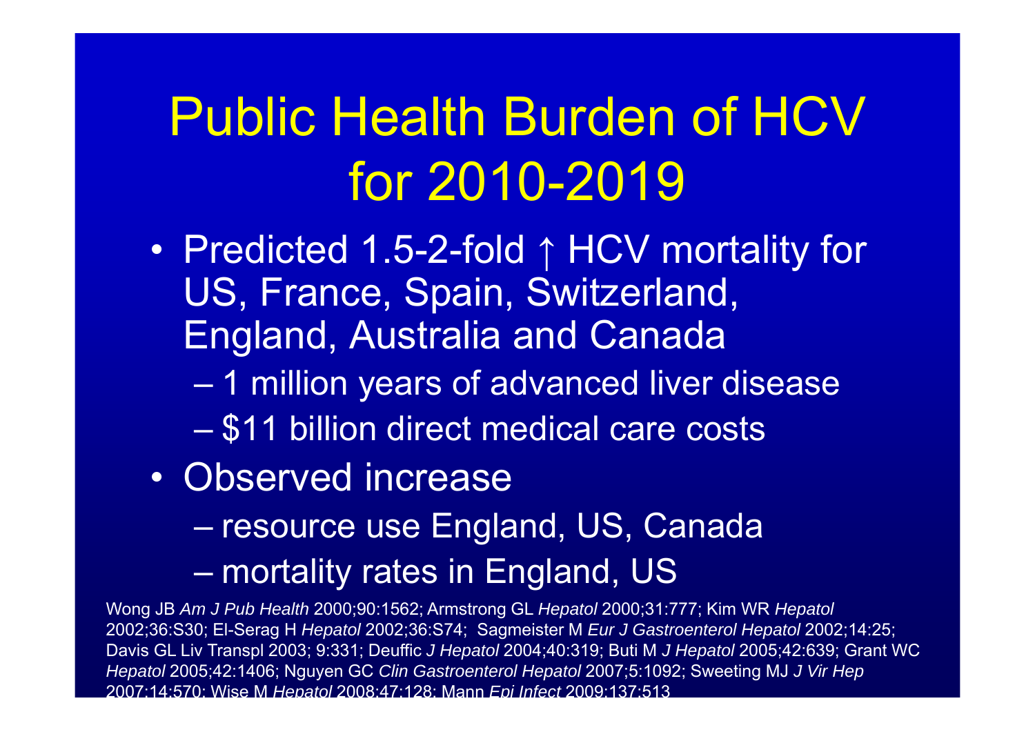# Public Health Burden of HCV for 2010-2019

- Predicted 1.5-2-fold ↑ HCV mortality for US, France, Spain, Switzerland, England, Australia and Canada
  - 1 million years of advanced liver disease
  - $11 billion direct medical care costs
- Observed increase
  - resource use England, US, Canada
  - mortality rates in England, US

Wong JB *Am J Pub Health* 2000;90:1562; Armstrong GL *Hepatol* 2000;31:777; Kim WR *Hepatol* 2002;36:S30; El-Serag H *Hepatol* 2002;36:S74; Sagmeister M *Eur J Gastroenterol Hepatol* 2002;14:25; Davis GL Liv Transpl 2003; 9:331; Deuffic *J Hepatol* 2004;40:319; Buti M *J Hepatol* 2005;42:639; Grant WC *Hepatol* 2005;42:1406; Nguyen GC *Clin Gastroenterol Hepatol* 2007;5:1092; Sweeting MJ *J Vir Hep* 2007;14:570; Wise M *Hepatol* 2008;47:128; Mann *Epi Infect* 2009;137:513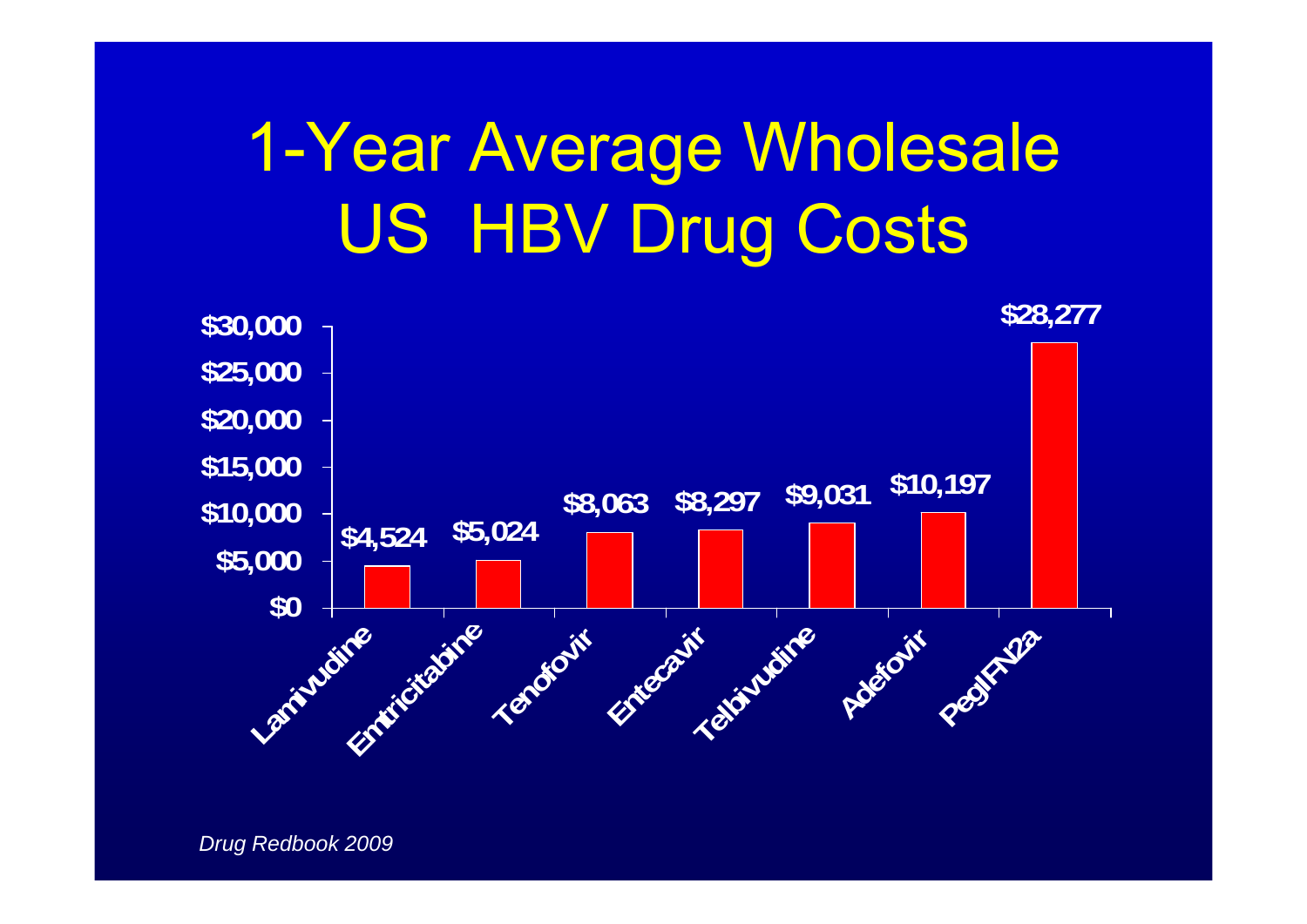# 1-Year Average Wholesale US HBV Drug Costs

| Drug | 1-Year Cost |
| --- | --- |
| Lamivudine | $4,524 |
| Emtricitabine | $5,024 |
| Tenofovir | $8,063 |
| Entecavir | $8,297 |
| Telbivudine | $9,031 |
| Adefovir | $10,197 |
| PegIFN2a | $28,277 |

*Drug Redbook 2009*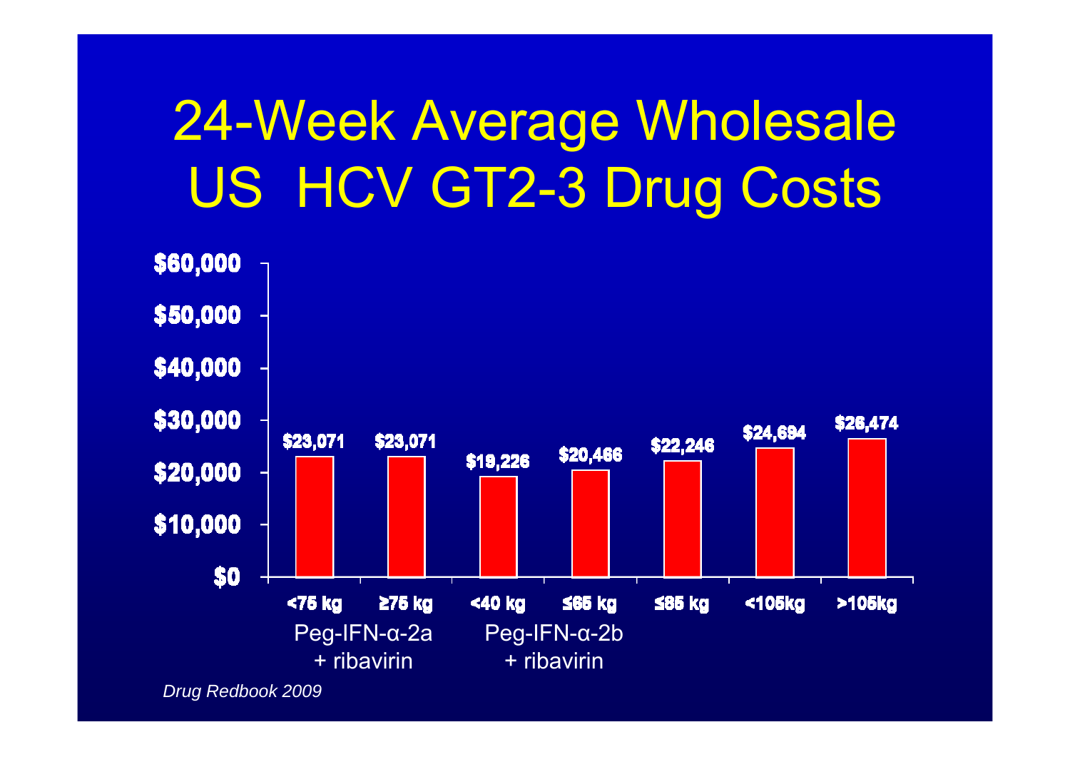# 24-Week Average Wholesale US HCV GT2-3 Drug Costs

| Regimen | Weight | Cost |
| --- | --- | --- |
| Peg-IFN-α-2a + ribavirin | <75 kg | $23,071 |
| Peg-IFN-α-2a + ribavirin | ≥75 kg | $23,071 |
| Peg-IFN-α-2b + ribavirin | <40 kg | $19,226 |
| Peg-IFN-α-2b + ribavirin | ≤65 kg | $20,466 |
| Peg-IFN-α-2b + ribavirin | ≤85 kg | $22,246 |
| Peg-IFN-α-2b + ribavirin | <105kg | $24,694 |
| Peg-IFN-α-2b + ribavirin | >105kg | $26,474 |

*Drug Redbook 2009*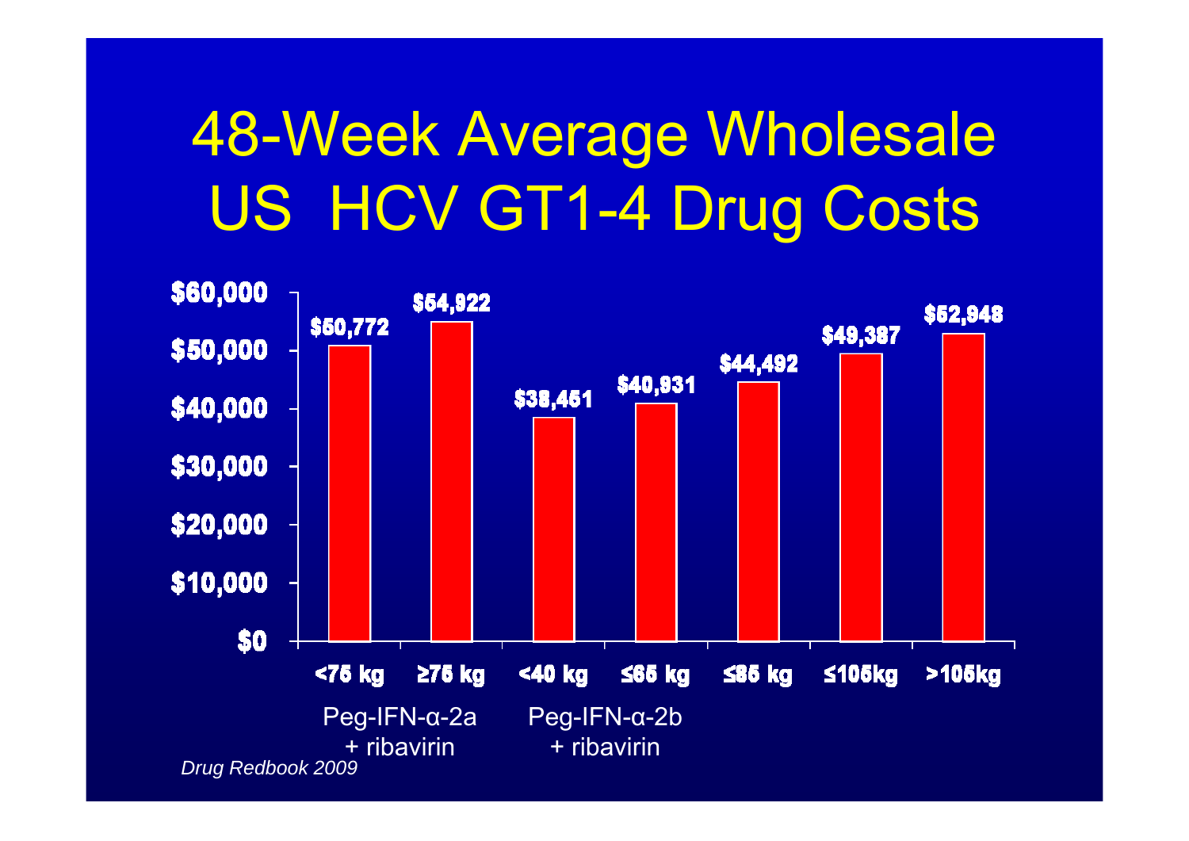# 48-Week Average Wholesale US HCV GT1-4 Drug Costs

| Regimen | Weight | Cost |
|---|---|---|
| Peg-IFN-α-2a + ribavirin | <75 kg | $50,772 |
| | ≥75 kg | $54,922 |
| Peg-IFN-α-2b + ribavirin | <40 kg | $38,451 |
| | ≤65 kg | $40,931 |
| | ≤85 kg | $44,492 |
| | ≤105kg | $49,387 |
| | >105kg | $52,948 |

*Drug Redbook 2009*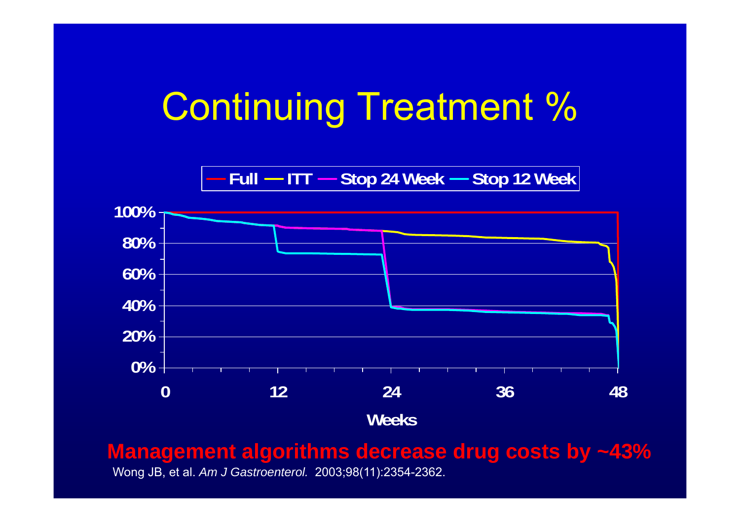# Continuing Treatment %

Full — ITT — Stop 24 Week — Stop 12 Week

100%
80%
60%
40%
20%
0%

0 12 24 36 48

Weeks

**Management algorithms decrease drug costs by ~43%**

Wong JB, et al. *Am J Gastroenterol.* 2003;98(11):2354-2362.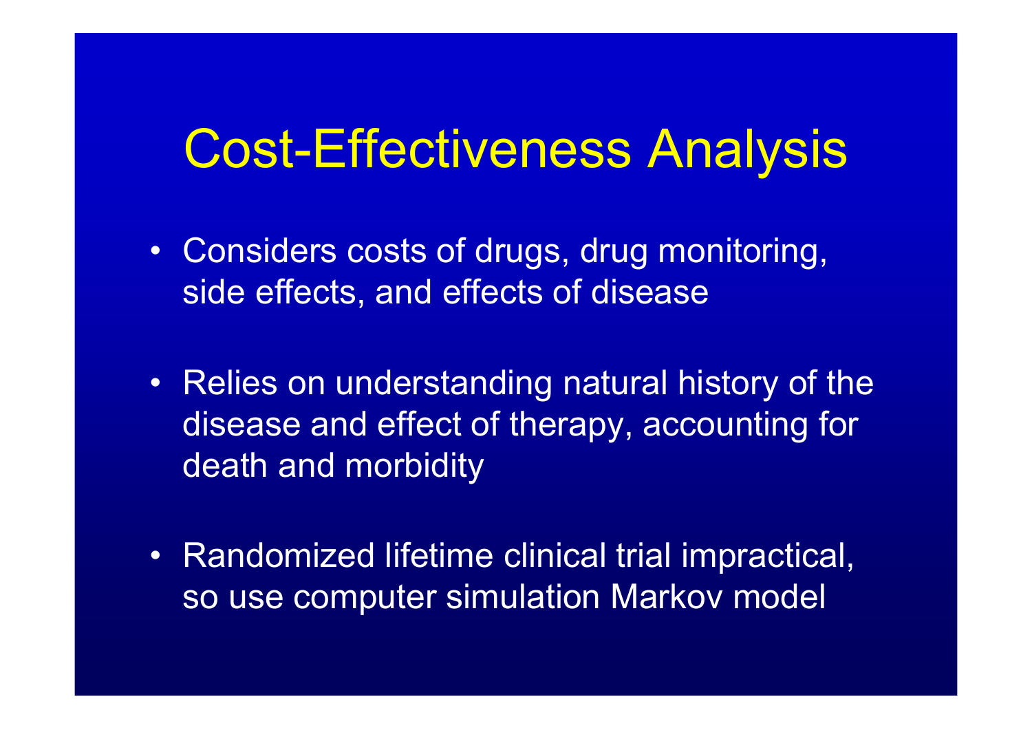# Cost-Effectiveness Analysis

- Considers costs of drugs, drug monitoring, side effects, and effects of disease
- Relies on understanding natural history of the disease and effect of therapy, accounting for death and morbidity
- Randomized lifetime clinical trial impractical, so use computer simulation Markov model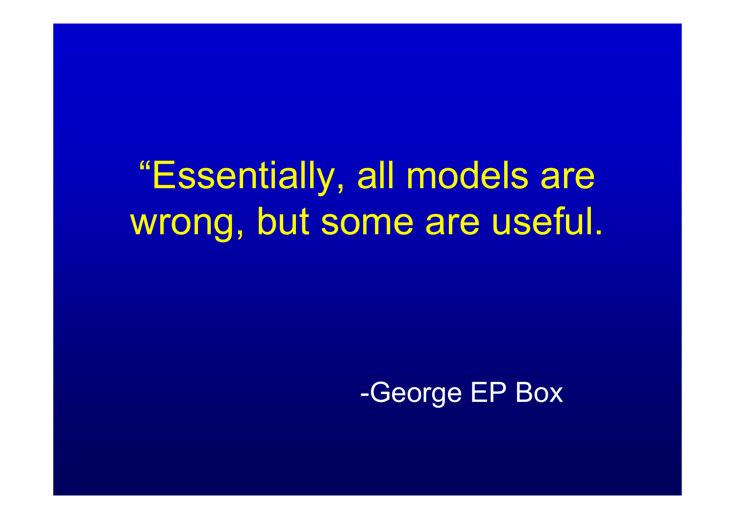"Essentially, all models are wrong, but some are useful.

-George EP Box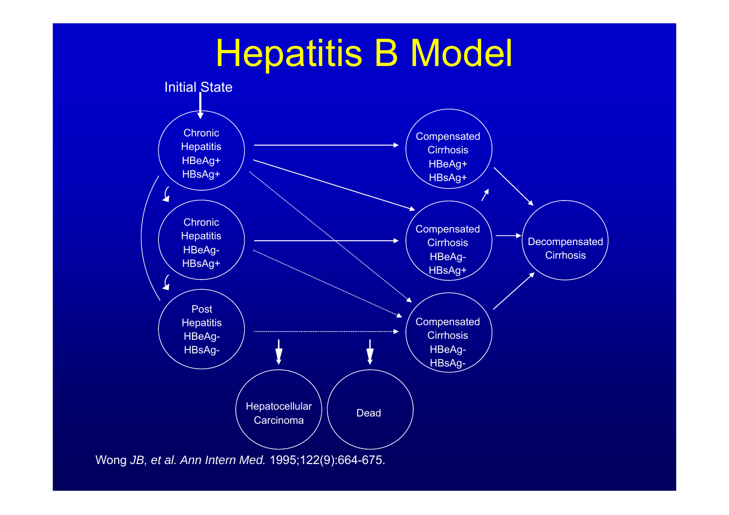# Hepatitis B Model

Initial State

Chronic Hepatitis HBeAg+ HBsAg+

Chronic Hepatitis HBeAg- HBsAg+

Post Hepatitis HBeAg- HBsAg-

Compensated Cirrhosis HBeAg+ HBsAg+

Compensated Cirrhosis HBeAg- HBsAg+

Compensated Cirrhosis HBeAg- HBsAg-

Decompensated Cirrhosis

Hepatocellular Carcinoma

Dead

Wong *JB, et al. Ann Intern Med.* 1995;122(9):664-675.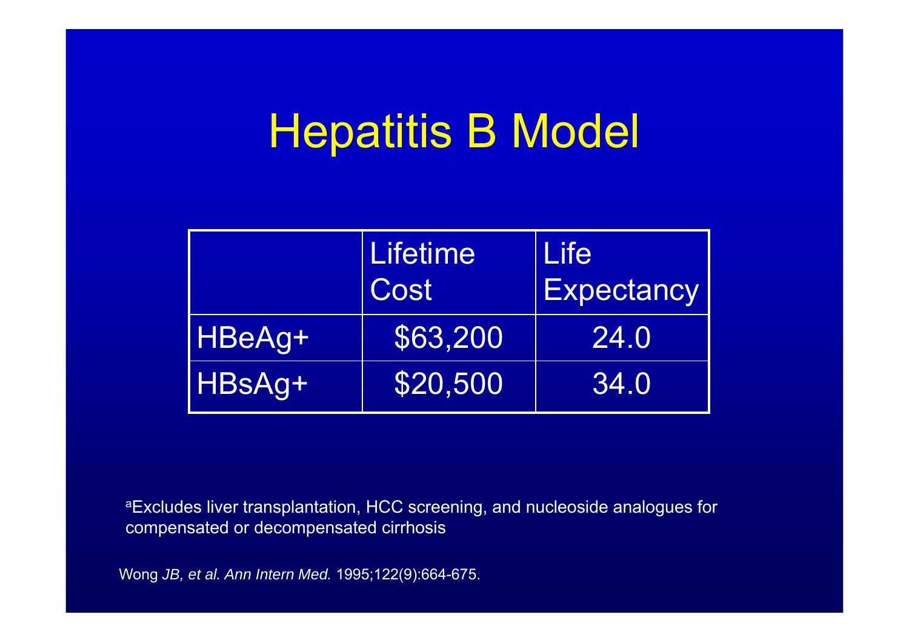# Hepatitis B Model

| | Lifetime Cost | Life Expectancy |
|---|---|---|
| HBeAg+ | $63,200 | 24.0 |
| HBsAg+ | $20,500 | 34.0 |

[a]Excludes liver transplantation, HCC screening, and nucleoside analogues for compensated or decompensated cirrhosis

Wong *JB, et al. Ann Intern Med.* 1995;122(9):664-675.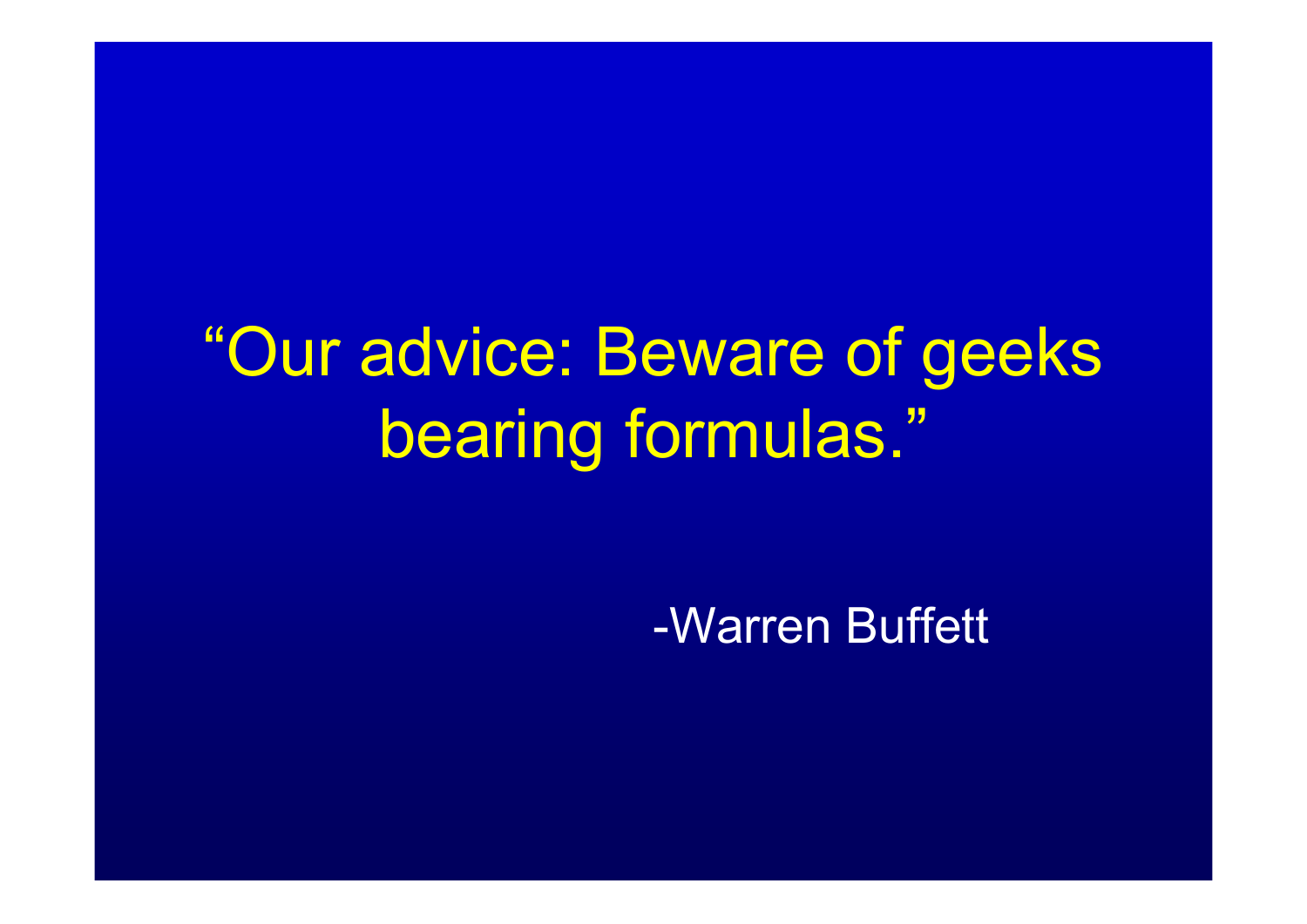"Our advice: Beware of geeks bearing formulas."

-Warren Buffett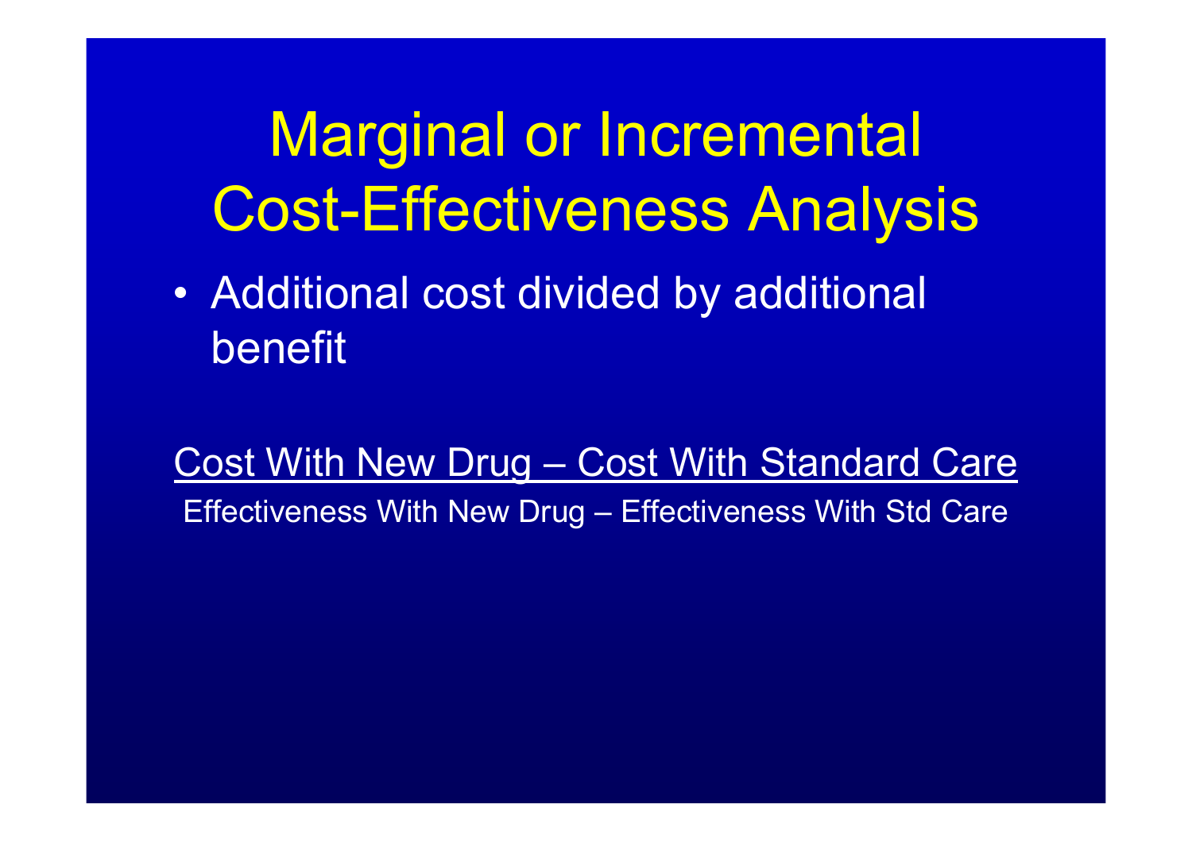# Marginal or Incremental Cost-Effectiveness Analysis

- Additional cost divided by additional benefit

$$\frac{\text{Cost With New Drug} - \text{Cost With Standard Care}}{\text{Effectiveness With New Drug} - \text{Effectiveness With Std Care}}$$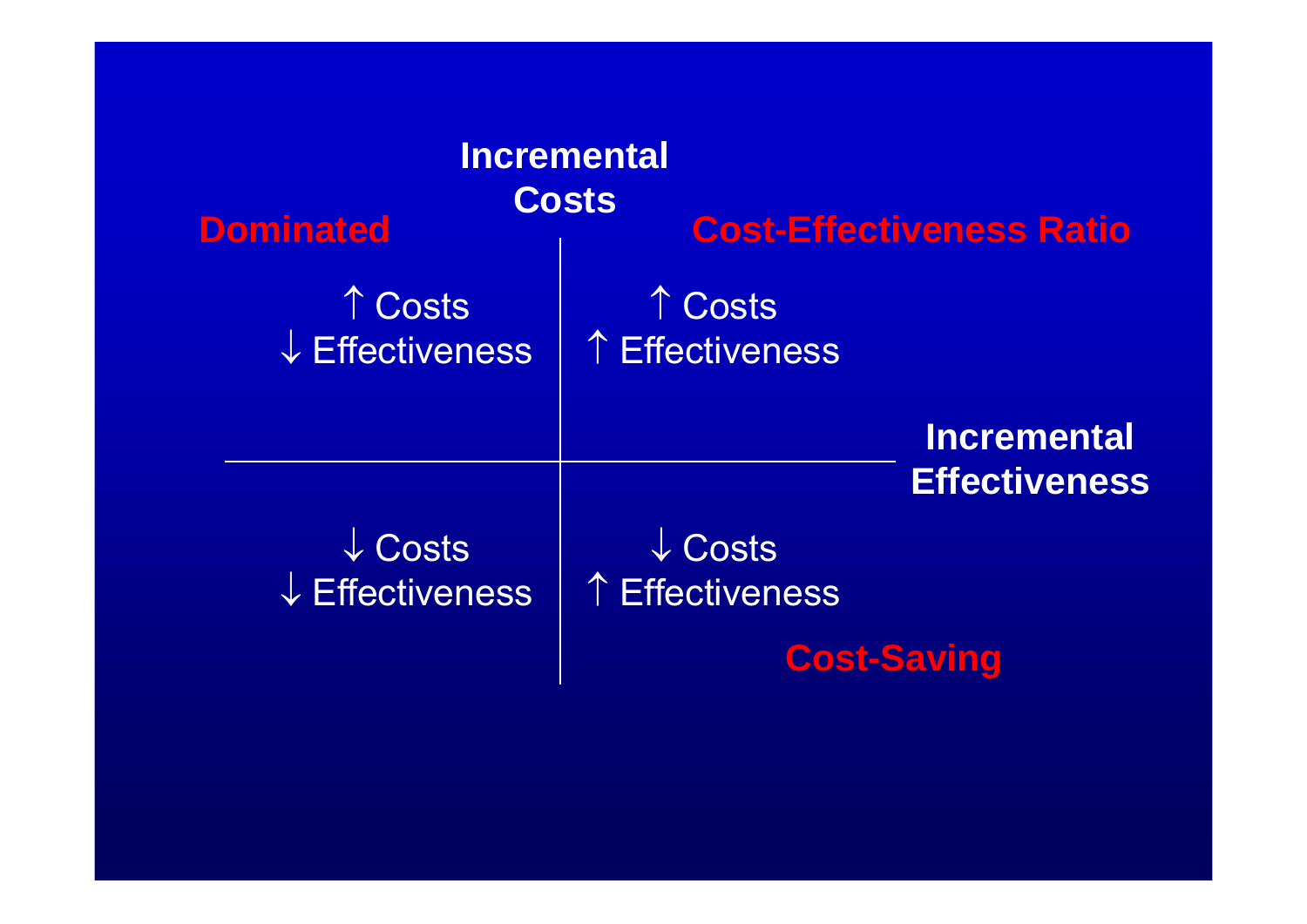**Incremental Costs**

| **Dominated** | **Cost-Effectiveness Ratio** |
| --- | --- |
| ↑ Costs<br>↓ Effectiveness | ↑ Costs<br>↑ Effectiveness |
| ↓ Costs<br>↓ Effectiveness | ↓ Costs<br>↑ Effectiveness<br>**Cost-Saving** |

**Incremental Effectiveness**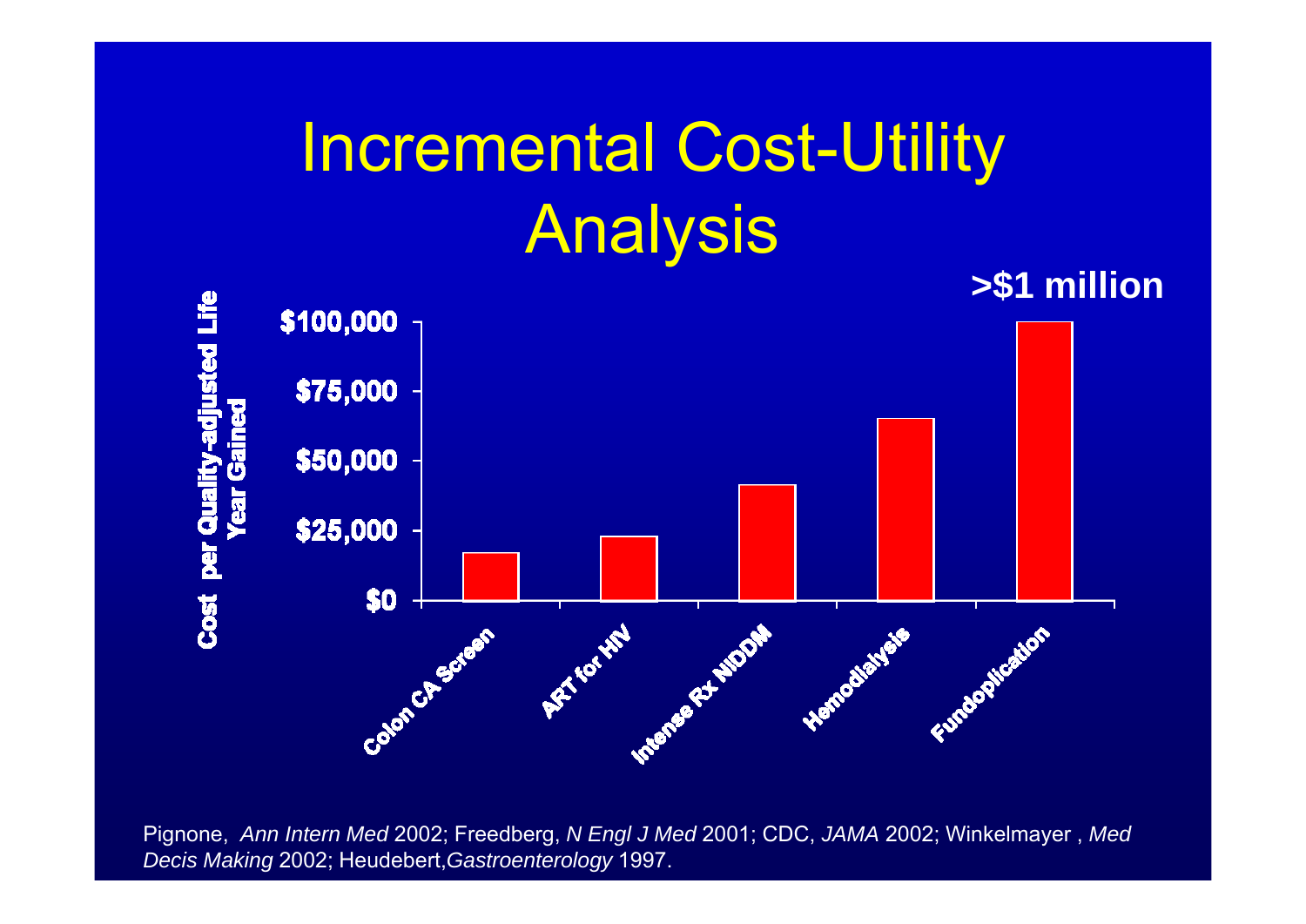# Incremental Cost-Utility Analysis

**>$1 million**

Cost per Quality-adjusted Life Year Gained

$100,000
$75,000
$50,000
$25,000
$0

Colon CA Screen
ART for HIV
Intense Rx NIDDM
Hemodialysis
Fundoplication

Pignone, *Ann Intern Med* 2002; Freedberg, *N Engl J Med* 2001; CDC, *JAMA* 2002; Winkelmayer , *Med Decis Making* 2002; Heudebert,*Gastroenterology* 1997.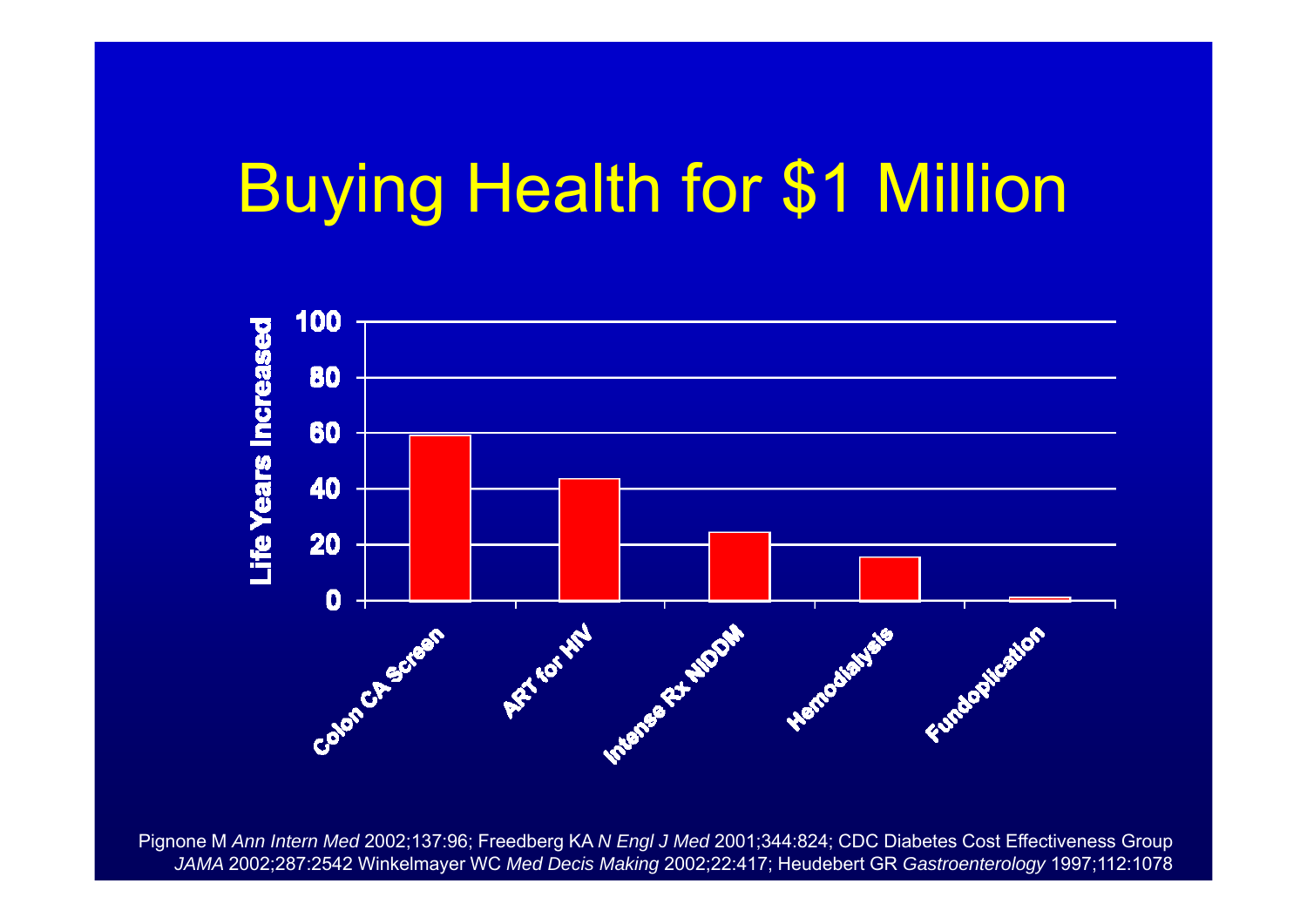# Buying Health for $1 Million

| | Life Years Increased |
|---|---|
| Colon CA Screen | ~59 |
| ART for HIV | ~43 |
| Intense Rx NIDDM | ~24 |
| Hemodialysis | ~15 |
| Fundoplication | ~1 |

Pignone M *Ann Intern Med* 2002;137:96; Freedberg KA *N Engl J Med* 2001;344:824; CDC Diabetes Cost Effectiveness Group *JAMA* 2002;287:2542 Winkelmayer WC *Med Decis Making* 2002;22:417; Heudebert GR *Gastroenterology* 1997;112:1078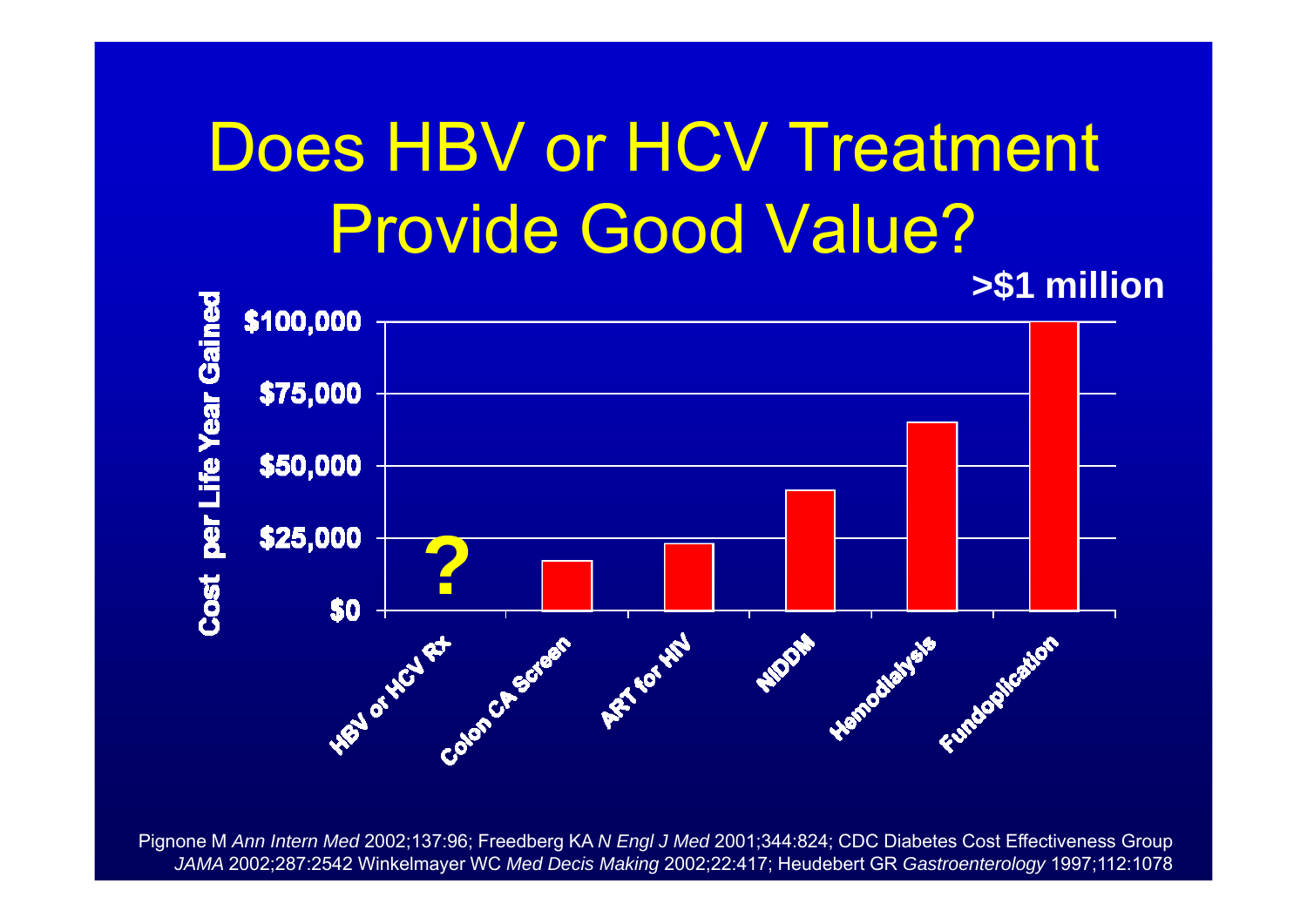# Does HBV or HCV Treatment Provide Good Value?

>$1 million

| | Cost per Life Year Gained |
|---|---|
| HBV or HCV Rx | ? |
| Colon CA Screen | |
| ART for HIV | |
| NIDDM | |
| Hemodialysis | |
| Fundoplication | >$1 million |

Cost per Life Year Gained: $0, $25,000, $50,000, $75,000, $100,000

Pignone M *Ann Intern Med* 2002;137:96; Freedberg KA *N Engl J Med* 2001;344:824; CDC Diabetes Cost Effectiveness Group *JAMA* 2002;287:2542 Winkelmayer WC *Med Decis Making* 2002;22:417; Heudebert GR *Gastroenterology* 1997;112:1078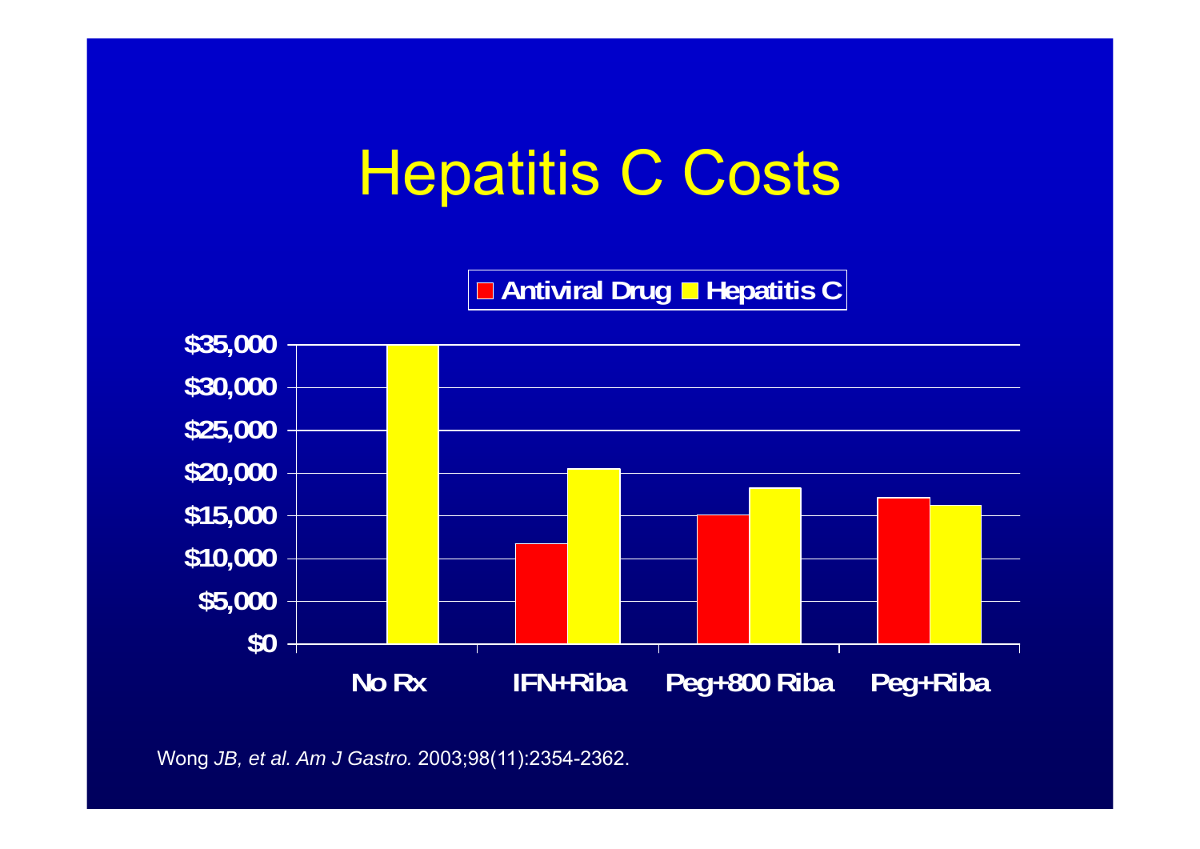# Hepatitis C Costs

■ Antiviral Drug ■ Hepatitis C

$35,000
$30,000
$25,000
$20,000
$15,000
$10,000
$5,000
$0

No Rx | IFN+Riba | Peg+800 Riba | Peg+Riba

Wong *JB, et al. Am J Gastro.* 2003;98(11):2354-2362.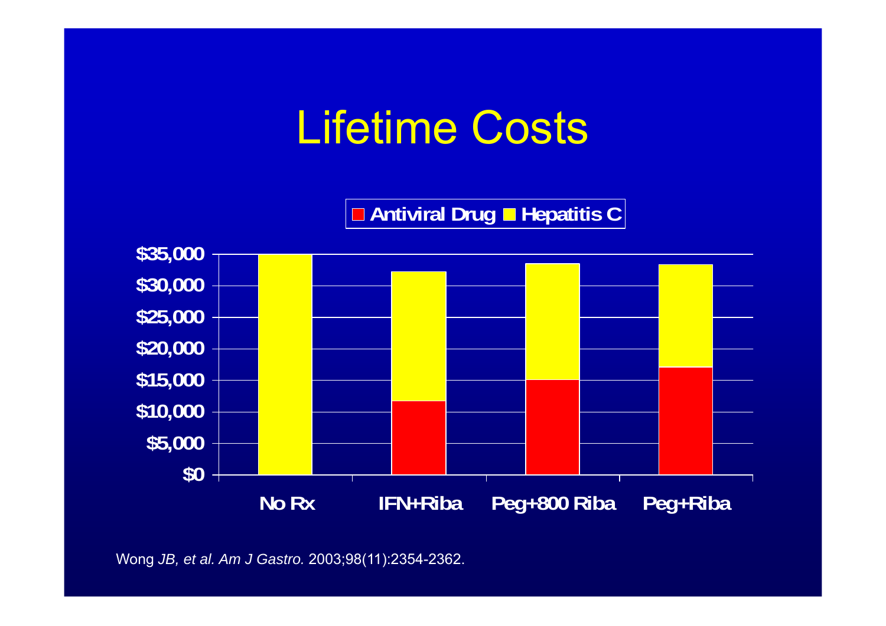# Lifetime Costs

■ Antiviral Drug ■ Hepatitis C

$35,000
$30,000
$25,000
$20,000
$15,000
$10,000
$5,000
$0

No Rx | IFN+Riba | Peg+800 Riba | Peg+Riba

Wong *JB, et al. Am J Gastro.* 2003;98(11):2354-2362.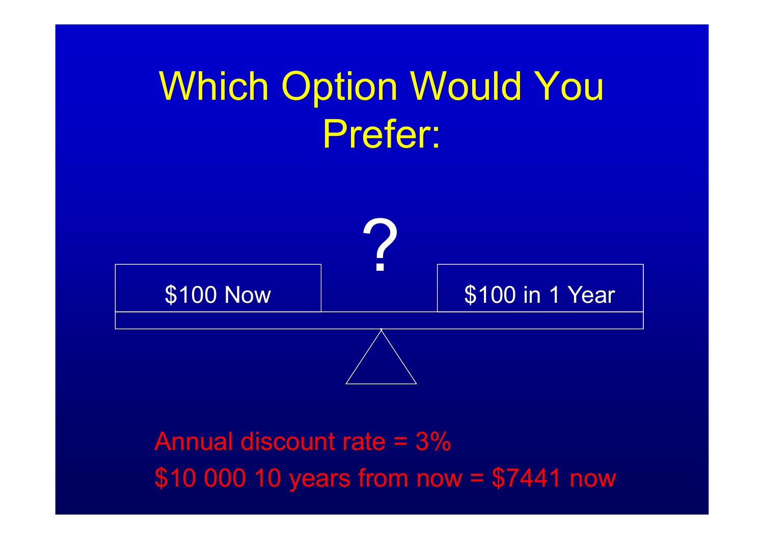# Which Option Would You Prefer:

?

| $100 Now | $100 in 1 Year |
|---|---|

Annual discount rate = 3%

$10 000 10 years from now = $7441 now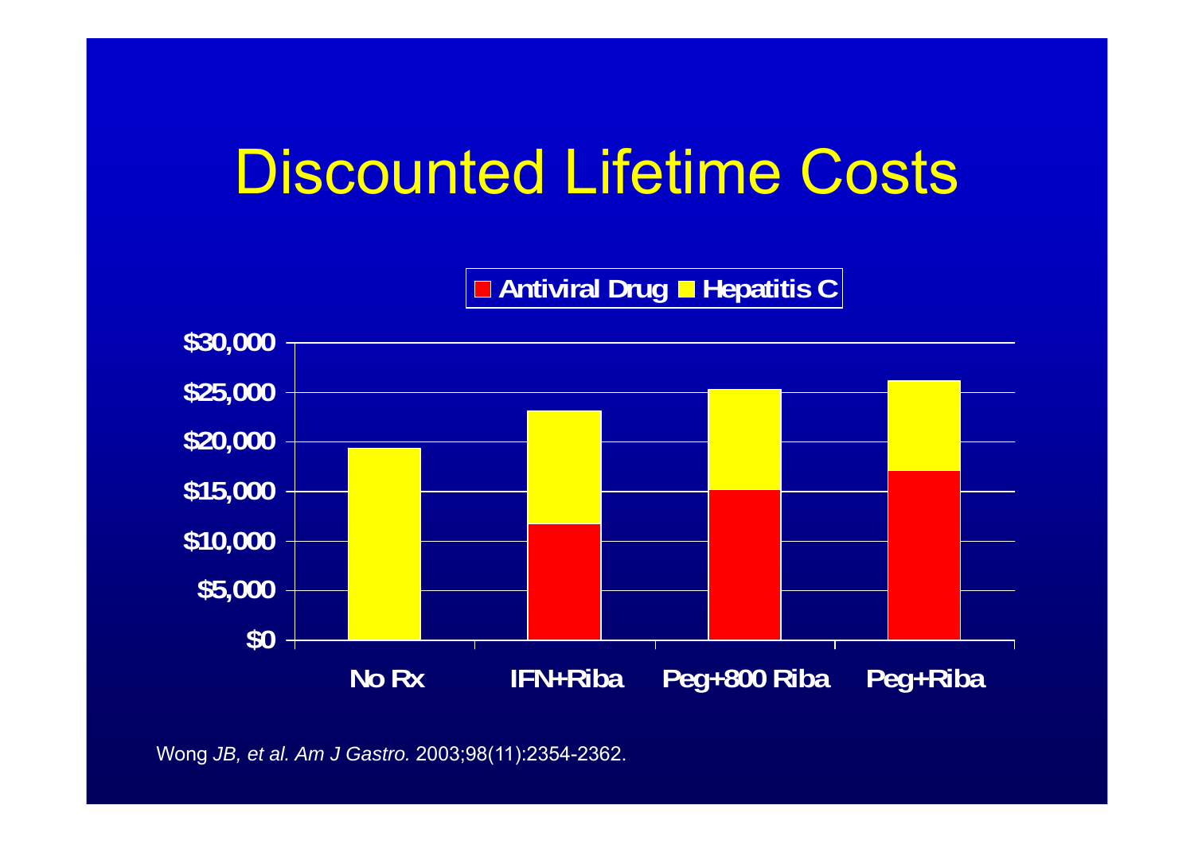# Discounted Lifetime Costs

Antiviral Drug | Hepatitis C

$30,000
$25,000
$20,000
$15,000
$10,000
$5,000
$0

No Rx | IFN+Riba | Peg+800 Riba | Peg+Riba

Wong *JB, et al. Am J Gastro.* 2003;98(11):2354-2362.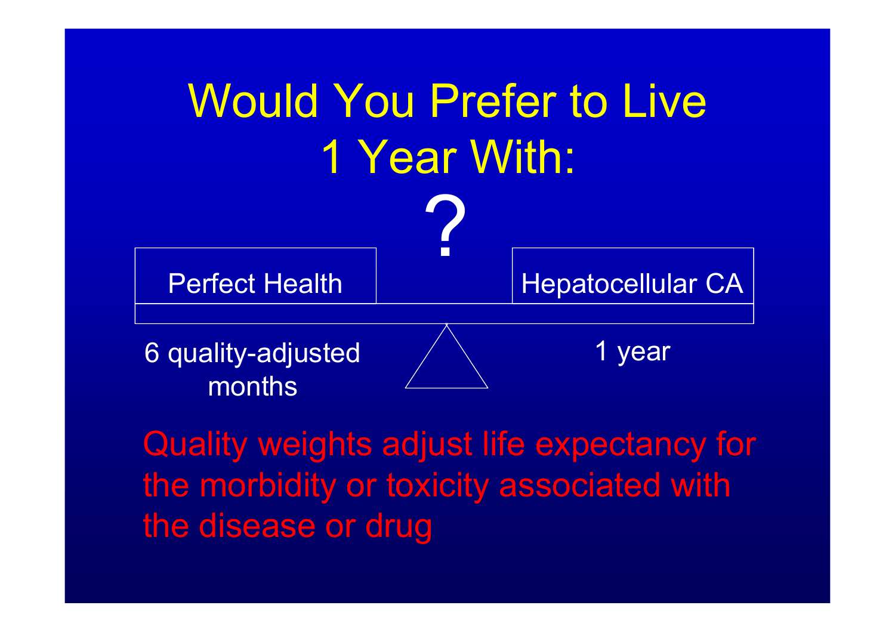# Would You Prefer to Live 1 Year With:

?

| Perfect Health | Hepatocellular CA |
|---|---|
| 6 quality-adjusted months | 1 year |

Quality weights adjust life expectancy for the morbidity or toxicity associated with the disease or drug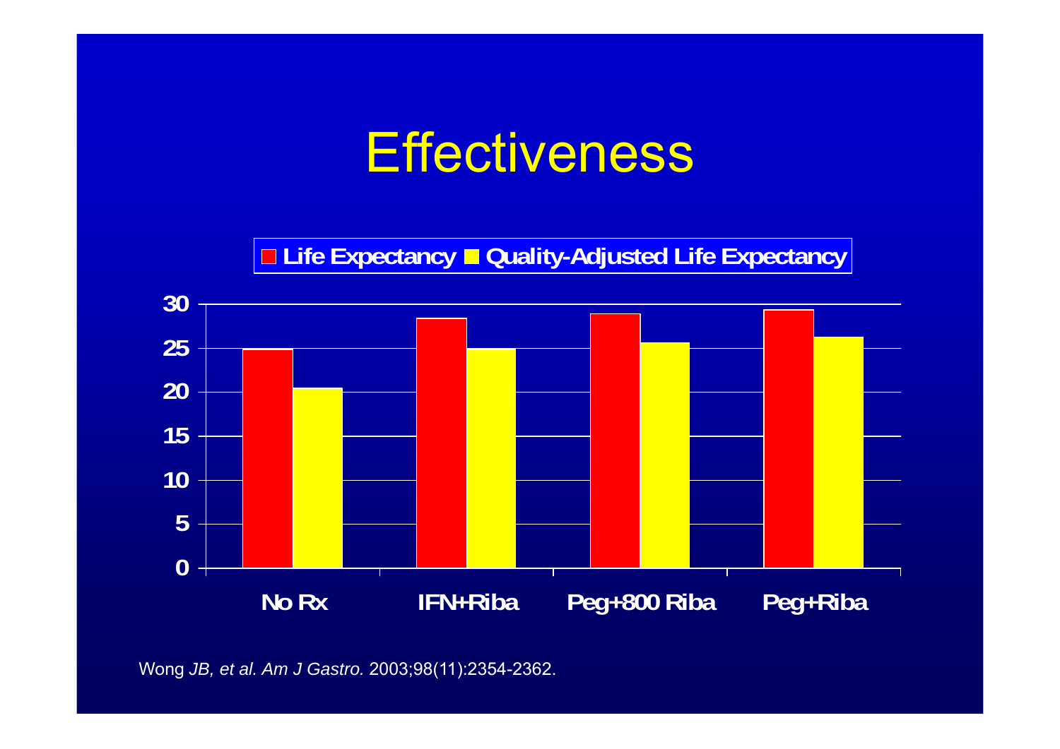# Effectiveness

■ Life Expectancy ■ Quality-Adjusted Life Expectancy

| | No Rx | IFN+Riba | Peg+800 Riba | Peg+Riba |
|---|---|---|---|---|
| Life Expectancy | ~24.8 | ~28.3 | ~28.8 | ~29.3 |
| Quality-Adjusted Life Expectancy | ~20.4 | ~24.9 | ~25.6 | ~26.2 |

Wong *JB, et al. Am J Gastro.* 2003;98(11):2354-2362.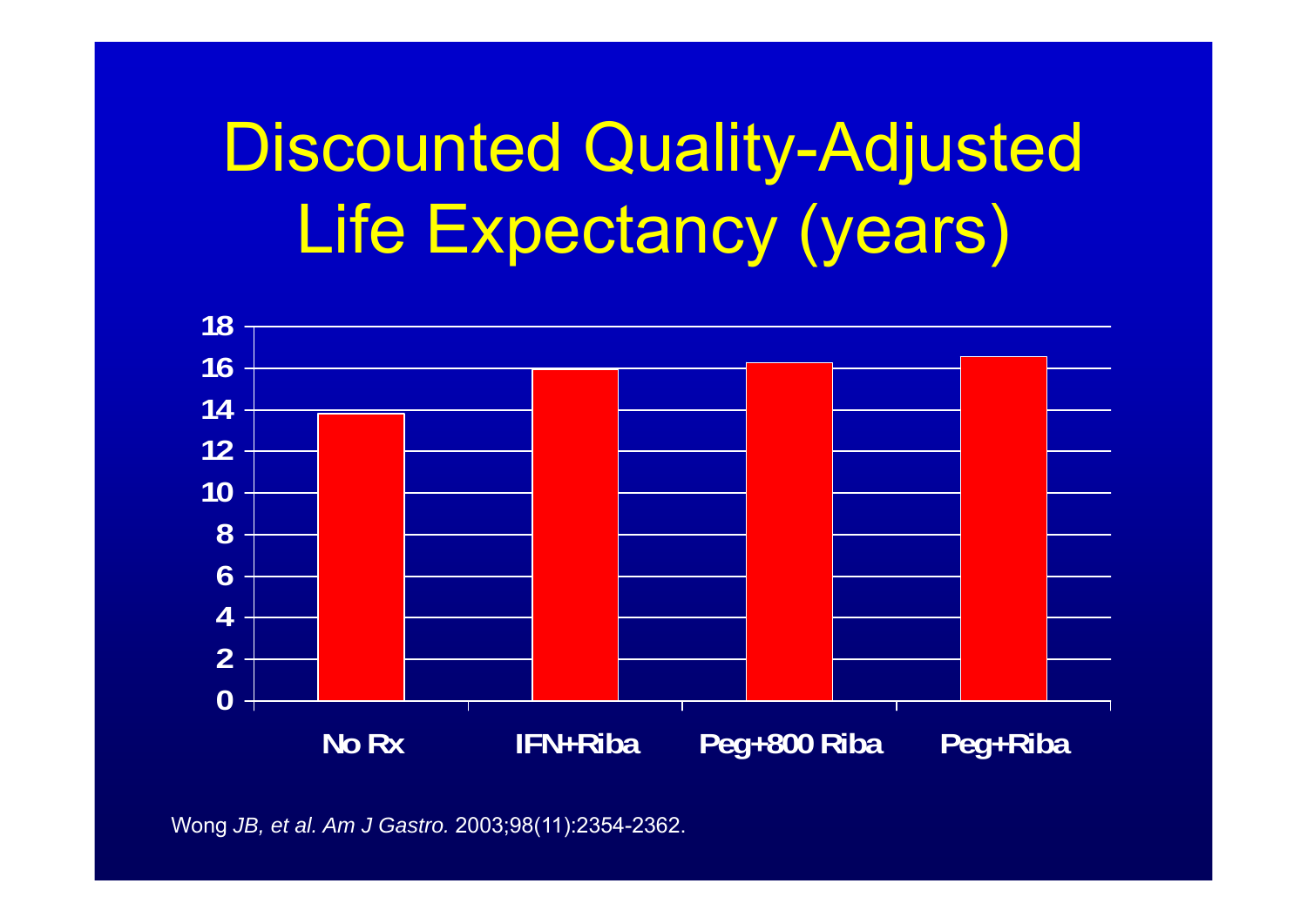# Discounted Quality-Adjusted Life Expectancy (years)

| | No Rx | IFN+Riba | Peg+800 Riba | Peg+Riba |
|---|---|---|---|---|

Y-axis: 0, 2, 4, 6, 8, 10, 12, 14, 16, 18

Wong *JB, et al. Am J Gastro.* 2003;98(11):2354-2362.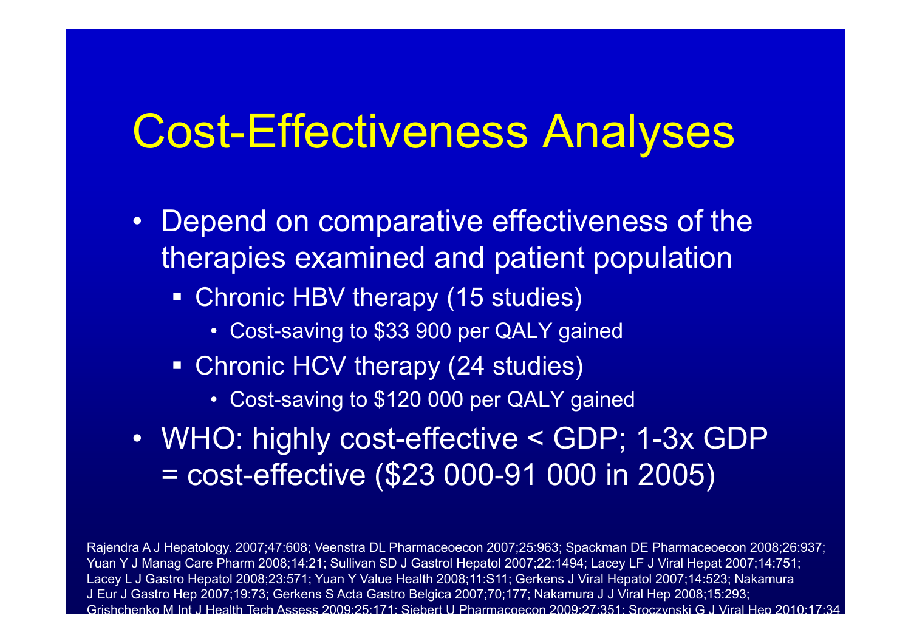# Cost-Effectiveness Analyses

- Depend on comparative effectiveness of the therapies examined and patient population
  - Chronic HBV therapy (15 studies)
    - Cost-saving to $33 900 per QALY gained
  - Chronic HCV therapy (24 studies)
    - Cost-saving to $120 000 per QALY gained
- WHO: highly cost-effective < GDP; 1-3x GDP = cost-effective ($23 000-91 000 in 2005)

Rajendra A J Hepatology. 2007;47:608; Veenstra DL Pharmaceoecon 2007;25:963; Spackman DE Pharmaceoecon 2008;26:937; Yuan Y J Manag Care Pharm 2008;14:21; Sullivan SD J Gastrol Hepatol 2007;22:1494; Lacey LF J Viral Hepat 2007;14:751; Lacey L J Gastro Hepatol 2008;23:571; Yuan Y Value Health 2008;11:S11; Gerkens J Viral Hepatol 2007;14:523; Nakamura J Eur J Gastro Hep 2007;19:73; Gerkens S Acta Gastro Belgica 2007;70;177; Nakamura J J Viral Hep 2008;15:293; Grishchenko M Int J Health Tech Assess 2009;25:171; Siebert U Pharmacoecon 2009;27:351; Sroczynski G J Viral Hep 2010;17:34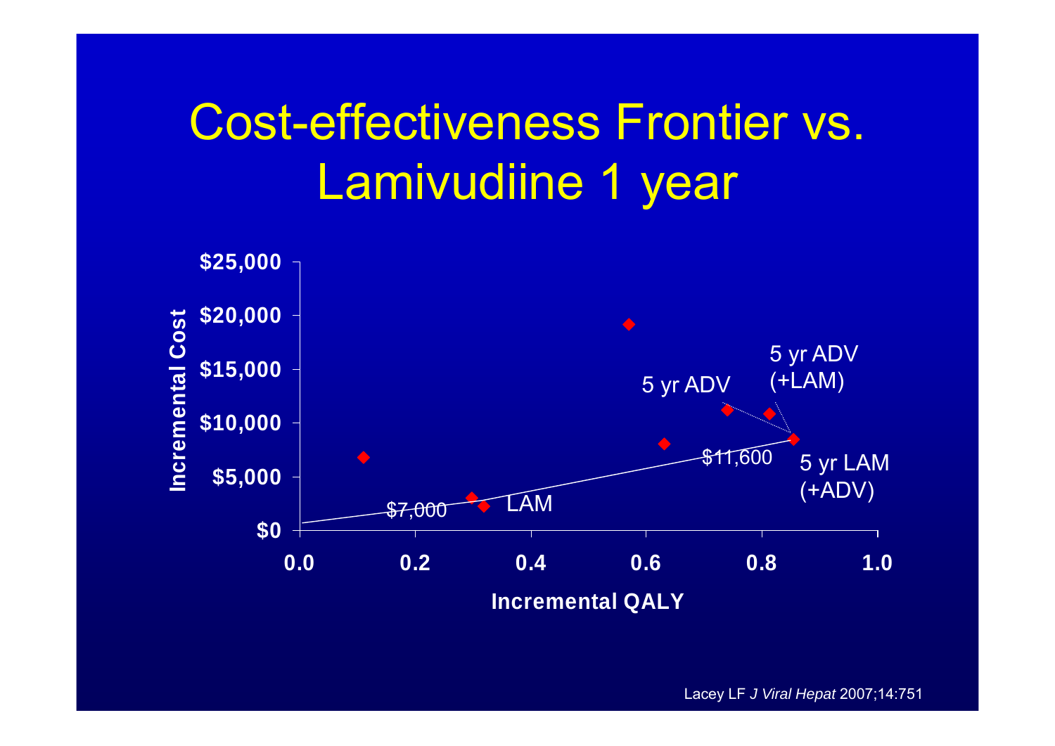# Cost-effectiveness Frontier vs. Lamivudiine 1 year

Incremental Cost

$25,000
$20,000
$15,000
$10,000
$5,000
$0

0.0 0.2 0.4 0.6 0.8 1.0

Incremental QALY

$7,000

LAM

5 yr ADV

5 yr ADV (+LAM)

$11,600

5 yr LAM (+ADV)

Lacey LF *J Viral Hepat* 2007;14:751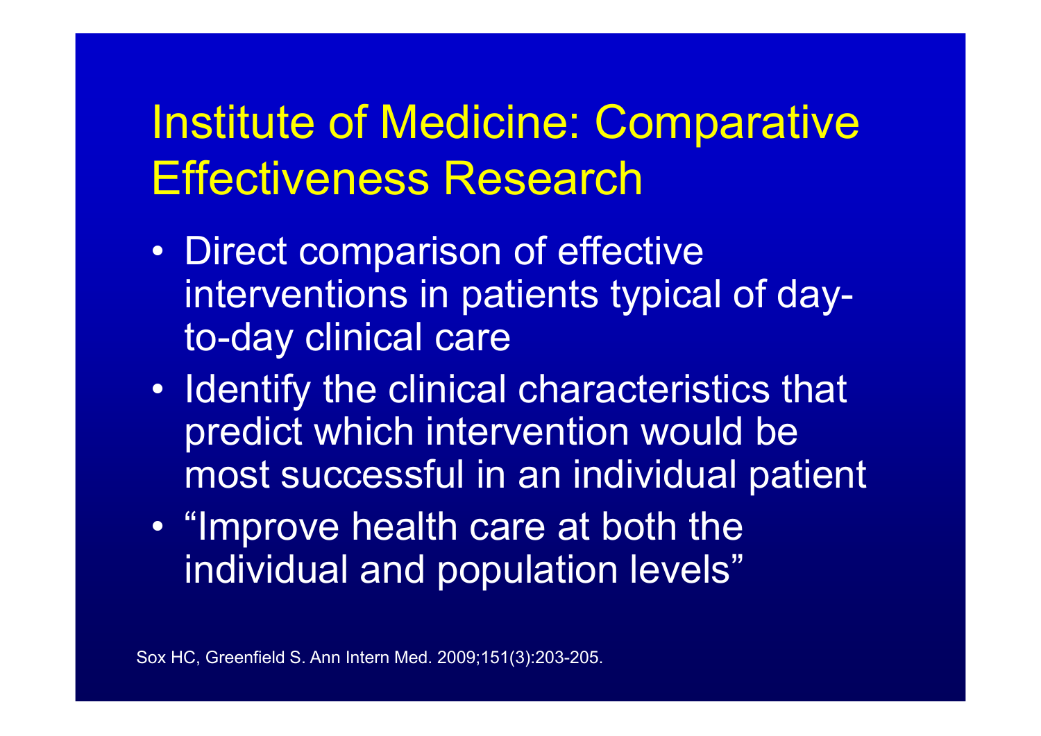# Institute of Medicine: Comparative Effectiveness Research

- Direct comparison of effective interventions in patients typical of day-to-day clinical care
- Identify the clinical characteristics that predict which intervention would be most successful in an individual patient
- "Improve health care at both the individual and population levels"

Sox HC, Greenfield S. Ann Intern Med. 2009;151(3):203-205.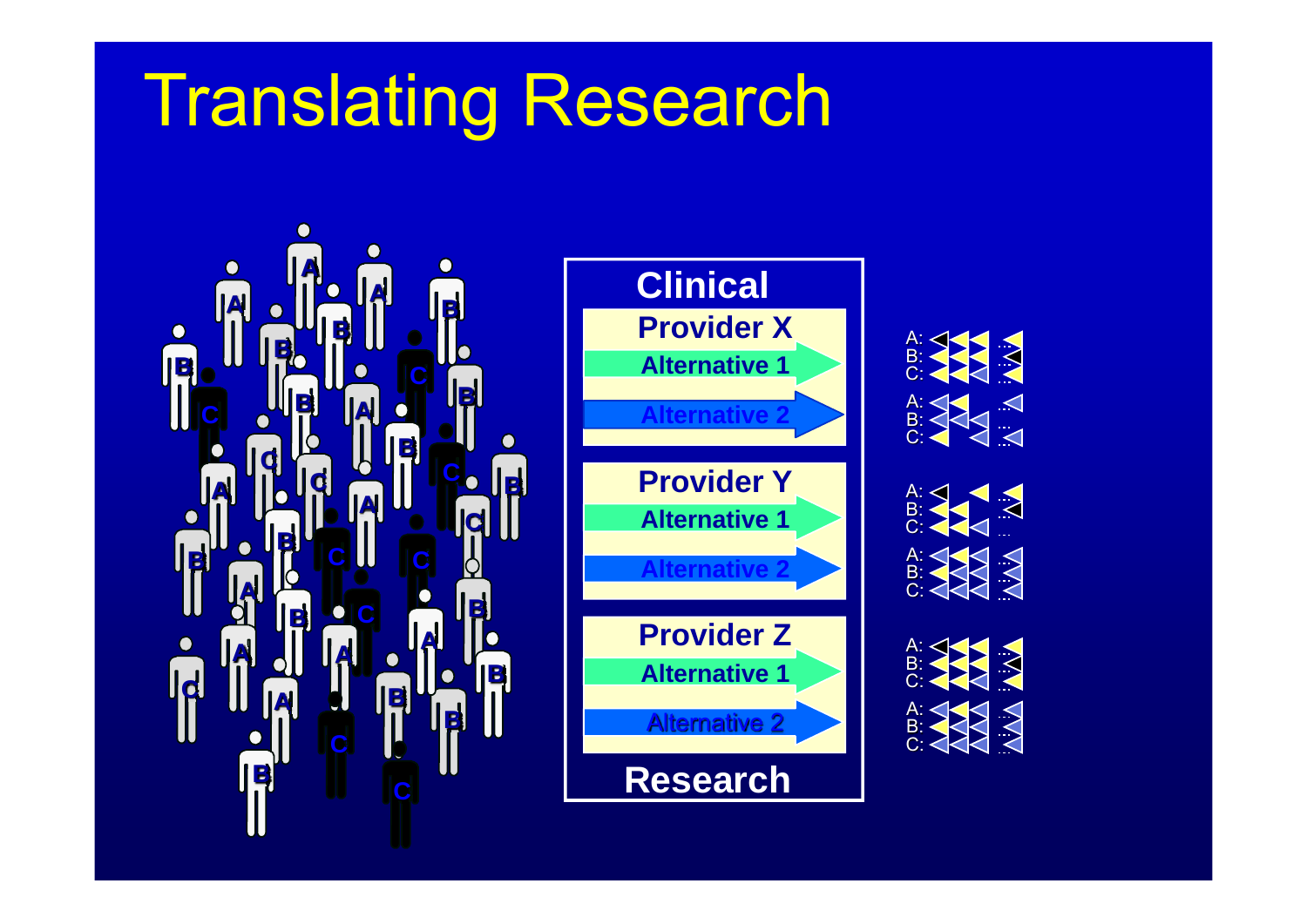# Translating Research

**Clinical**

**Provider X**

**Alternative 1**

**Alternative 2**

**Provider Y**

**Alternative 1**

**Alternative 2**

**Provider Z**

**Alternative 1**

**Alternative 2**

**Research**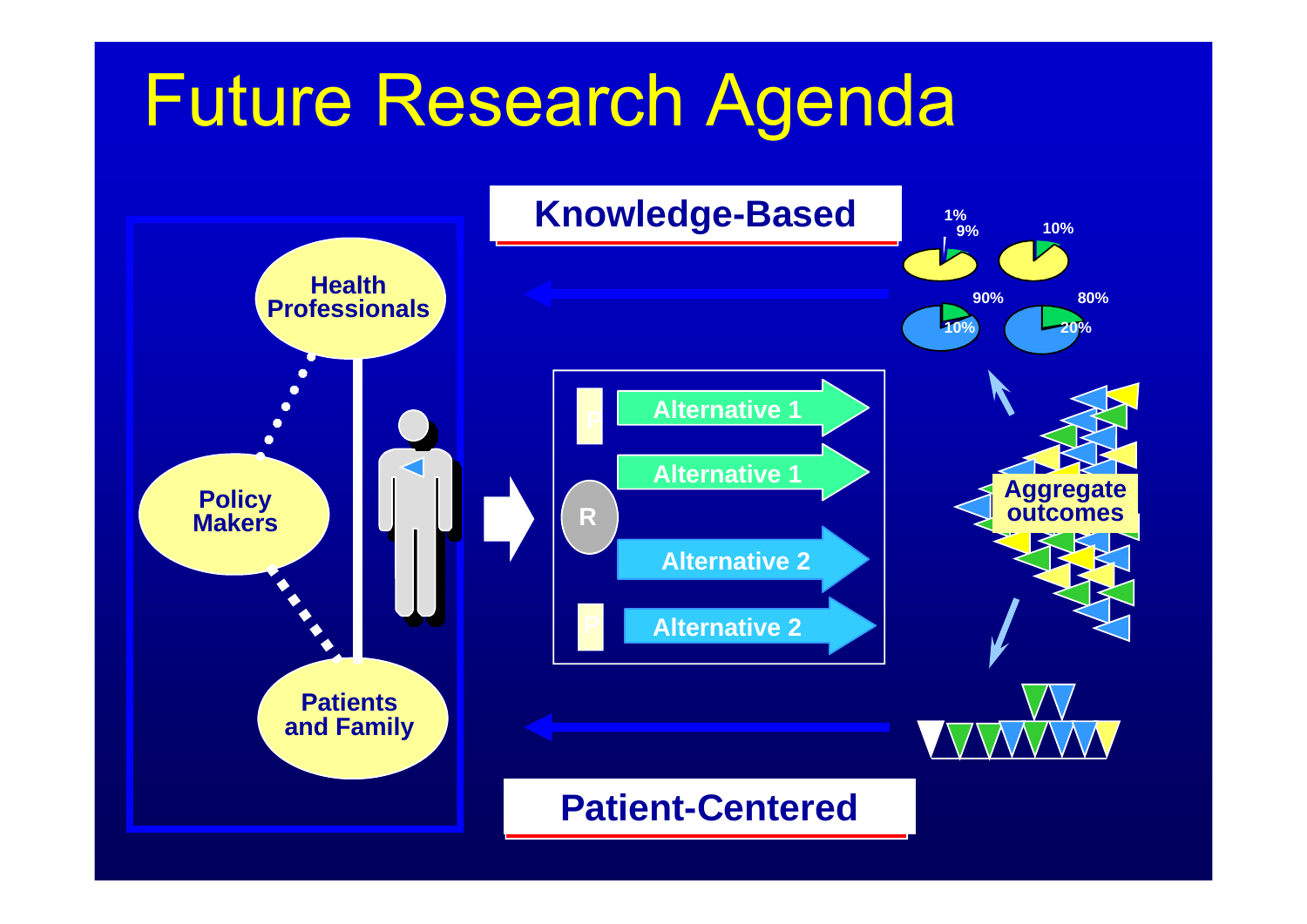# Future Research Agenda

**Knowledge-Based**

1%
9%

10%

90%
10%

80%
20%

Health Professionals

Policy Makers

Patients and Family

P

Alternative 1

Alternative 1

R

Alternative 2

P

Alternative 2

Aggregate outcomes

**Patient-Centered**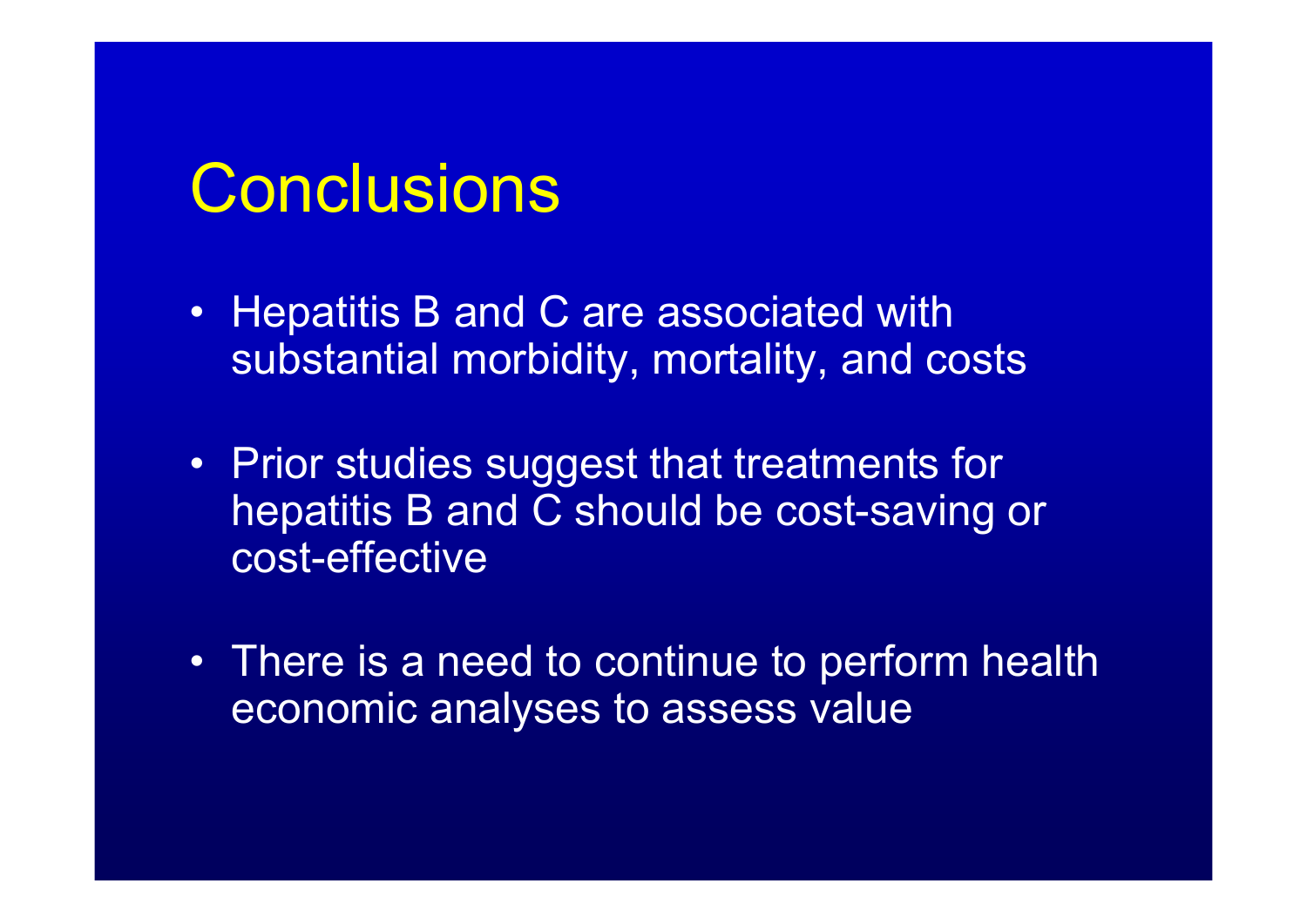# Conclusions

- Hepatitis B and C are associated with substantial morbidity, mortality, and costs
- Prior studies suggest that treatments for hepatitis B and C should be cost-saving or cost-effective
- There is a need to continue to perform health economic analyses to assess value